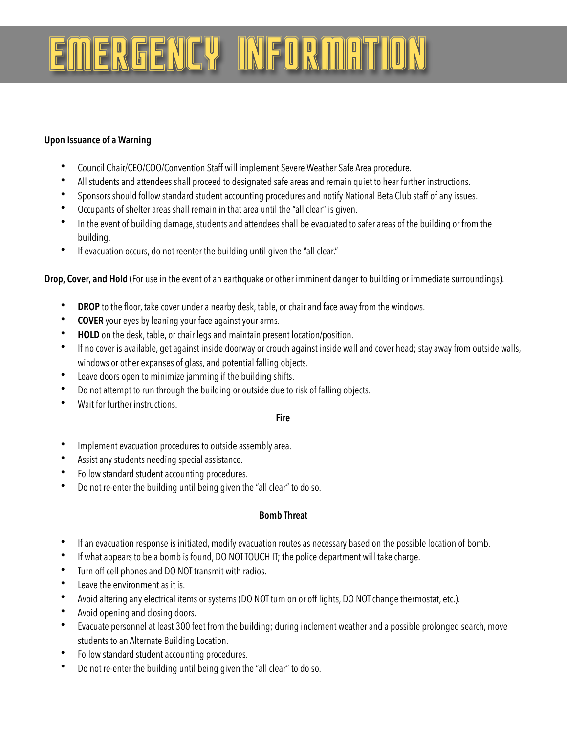# EMERGENCY INFORMATION

**Upon Issuance of a Warning**

- Council Chair/CEO/COO/Convention Staff will implement Severe Weather Safe Area procedure.
- All students and attendees shall proceed to designated safe areas and remain quiet to hear further instructions.
- Sponsors should follow standard student accounting procedures and notify National Beta Club staff of any issues.
- Occupants of shelter areas shall remain in that area until the "all clear" is given.
- In the event of building damage, students and attendees shall be evacuated to safer areas of the building or from the building.
- If evacuation occurs, do not reenter the building until given the "all clear."

**Drop, Cover, and Hold** (For use in the event of an earthquake or other imminent danger to building or immediate surroundings).

- **DROP** to the floor, take cover under a nearby desk, table, or chair and face away from the windows.
- **COVER** your eyes by leaning your face against your arms.
- **HOLD** on the desk, table, or chair legs and maintain present location/position.
- If no cover is available, get against inside doorway or crouch against inside wall and cover head; stay away from outside walls, windows or other expanses of glass, and potential falling objects.
- Leave doors open to minimize jamming if the building shifts.
- Do not attempt to run through the building or outside due to risk of falling objects.
- Wait for further instructions.

**Fire**

- Implement evacuation procedures to outside assembly area.
- Assist any students needing special assistance.
- Follow standard student accounting procedures.
- Do not re-enter the building until being given the "all clear" to do so.

**Bomb Threat**

- If an evacuation response is initiated, modify evacuation routes as necessary based on the possible location of bomb.
- If what appears to be a bomb is found, DO NOT TOUCH IT; the police department will take charge.
- Turn off cell phones and DO NOT transmit with radios.
- Leave the environment as it is.
- Avoid altering any electrical items or systems (DO NOT turn on or off lights, DO NOT change thermostat, etc.).
- Avoid opening and closing doors.
- Evacuate personnel at least 300 feet from the building; during inclement weather and a possible prolonged search, move students to an Alternate Building Location.
- Follow standard student accounting procedures.
- Do not re-enter the building until being given the "all clear" to do so.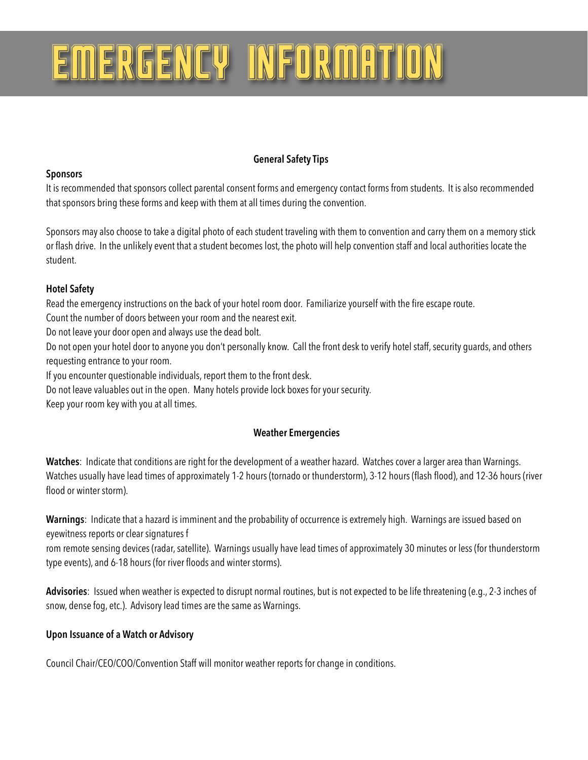# EMERGENCY INFORMATION

### General Safety Tips

**Sponsors**

It is recommended that sponsors collect parental consent forms and emergency contact forms from students. It is also recommended that sponsors bring these forms and keep with them at all times during the convention.

Sponsors may also choose to take a digital photo of each student traveling with them to convention and carry them on a memory stick or flash drive. In the unlikely event that a student becomes lost, the photo will help convention staff and local authorities locate the student.

**Hotel Safety**

Read the emergency instructions on the back of your hotel room door. Familiarize yourself with the fire escape route.
Count the number of doors between your room and the nearest exit.
Do not leave your door open and always use the dead bolt.
Do not open your hotel door to anyone you don't personally know. Call the front desk to verify hotel staff, security guards, and others requesting entrance to your room.
If you encounter questionable individuals, report them to the front desk.
Do not leave valuables out in the open. Many hotels provide lock boxes for your security.
Keep your room key with you at all times.

### Weather Emergencies

**Watches**: Indicate that conditions are right for the development of a weather hazard. Watches cover a larger area than Warnings. Watches usually have lead times of approximately 1-2 hours (tornado or thunderstorm), 3-12 hours (flash flood), and 12-36 hours (river flood or winter storm).

**Warnings**: Indicate that a hazard is imminent and the probability of occurrence is extremely high. Warnings are issued based on eyewitness reports or clear signatures f
rom remote sensing devices (radar, satellite). Warnings usually have lead times of approximately 30 minutes or less (for thunderstorm type events), and 6-18 hours (for river floods and winter storms).

**Advisories**: Issued when weather is expected to disrupt normal routines, but is not expected to be life threatening (e.g., 2-3 inches of snow, dense fog, etc.). Advisory lead times are the same as Warnings.

**Upon Issuance of a Watch or Advisory**

Council Chair/CEO/COO/Convention Staff will monitor weather reports for change in conditions.